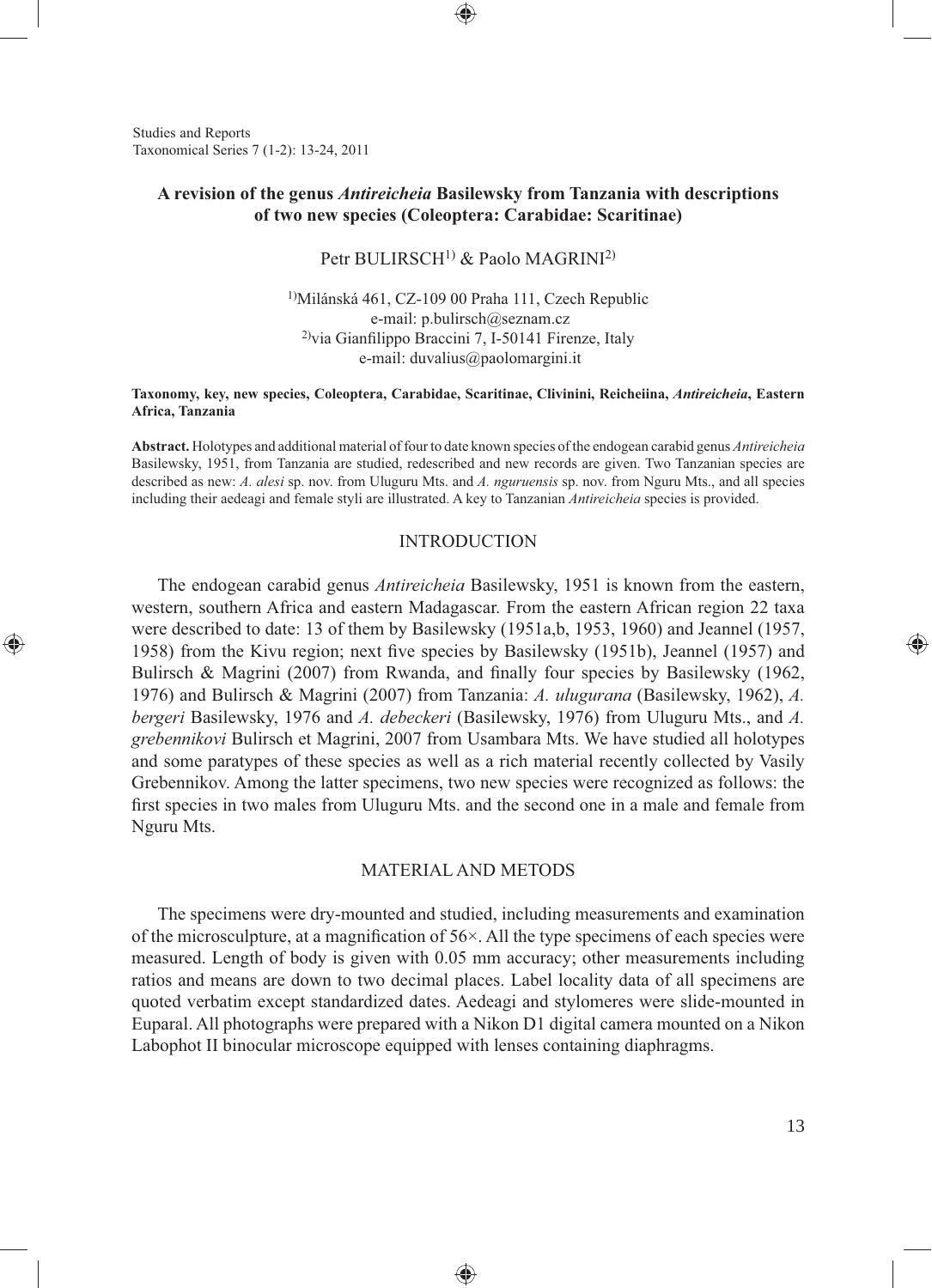Studies and Reports
Taxonomical Series 7 (1-2): 13-24, 2011

# A revision of the genus *Antireicheia* Basilewsky from Tanzania with descriptions of two new species (Coleoptera: Carabidae: Scaritinae)

Petr BULIRSCH[1] & Paolo MAGRINI[2]

[1]Milánská 461, CZ-109 00 Praha 111, Czech Republic
e-mail: p.bulirsch@seznam.cz
[2]via Gianfilippo Braccini 7, I-50141 Firenze, Italy
e-mail: duvalius@paolomagrini.it

**Taxonomy, key, new species, Coleoptera, Carabidae, Scaritinae, Clivinini, Reicheiina, *Antireicheia*, Eastern Africa, Tanzania**

**Abstract.** Holotypes and additional material of four to date known species of the endogean carabid genus *Antireicheia* Basilewsky, 1951, from Tanzania are studied, redescribed and new records are given. Two Tanzanian species are described as new: *A. alesi* sp. nov. from Uluguru Mts. and *A. nguruensis* sp. nov. from Nguru Mts., and all species including their aedeagi and female styli are illustrated. A key to Tanzanian *Antireicheia* species is provided.

## INTRODUCTION

The endogean carabid genus *Antireicheia* Basilewsky, 1951 is known from the eastern, western, southern Africa and eastern Madagascar. From the eastern African region 22 taxa were described to date: 13 of them by Basilewsky (1951a,b, 1953, 1960) and Jeannel (1957, 1958) from the Kivu region; next five species by Basilewsky (1951b), Jeannel (1957) and Bulirsch & Magrini (2007) from Rwanda, and finally four species by Basilewsky (1962, 1976) and Bulirsch & Magrini (2007) from Tanzania: *A. ulugurana* (Basilewsky, 1962), *A. bergeri* Basilewsky, 1976 and *A. debeckeri* (Basilewsky, 1976) from Uluguru Mts., and *A. grebennikovi* Bulirsch et Magrini, 2007 from Usambara Mts. We have studied all holotypes and some paratypes of these species as well as a rich material recently collected by Vasily Grebennikov. Among the latter specimens, two new species were recognized as follows: the first species in two males from Uluguru Mts. and the second one in a male and female from Nguru Mts.

## MATERIAL AND METODS

The specimens were dry-mounted and studied, including measurements and examination of the microsculpture, at a magnification of 56×. All the type specimens of each species were measured. Length of body is given with 0.05 mm accuracy; other measurements including ratios and means are down to two decimal places. Label locality data of all specimens are quoted verbatim except standardized dates. Aedeagi and stylomeres were slide-mounted in Euparal. All photographs were prepared with a Nikon D1 digital camera mounted on a Nikon Labophot II binocular microscope equipped with lenses containing diaphragms.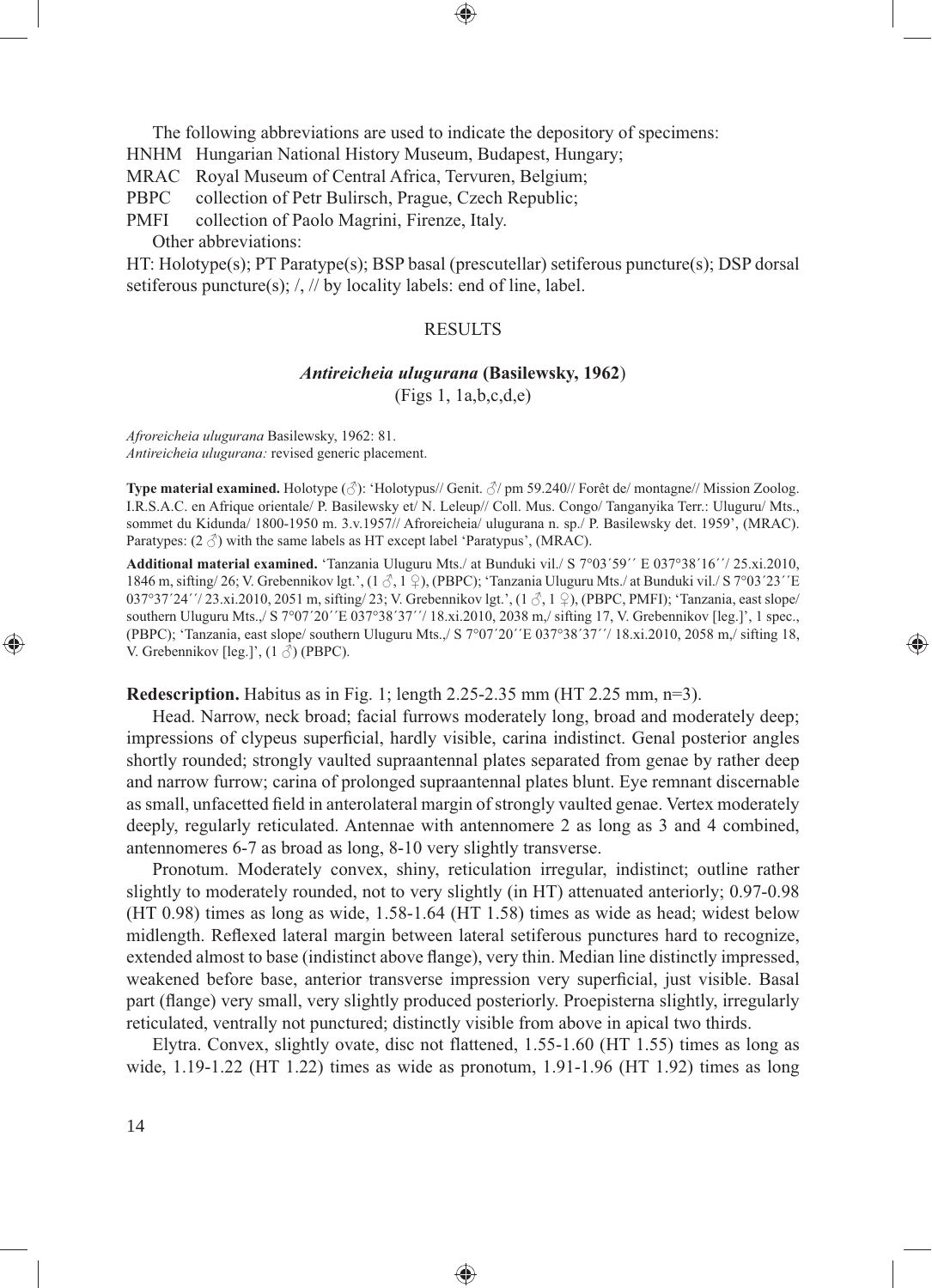The following abbreviations are used to indicate the depository of specimens:

HNHM Hungarian National History Museum, Budapest, Hungary;
MRAC Royal Museum of Central Africa, Tervuren, Belgium;
PBPC collection of Petr Bulirsch, Prague, Czech Republic;
PMFI collection of Paolo Magrini, Firenze, Italy.

Other abbreviations:

HT: Holotype(s); PT Paratype(s); BSP basal (prescutellar) setiferous puncture(s); DSP dorsal setiferous puncture(s); /, // by locality labels: end of line, label.

## RESULTS

### *Antireicheia ulugurana* (Basilewsky, 1962)

(Figs 1, 1a,b,c,d,e)

*Afroreicheia ulugurana* Basilewsky, 1962: 81.
*Antireicheia ulugurana:* revised generic placement.

**Type material examined.** Holotype (♂): 'Holotypus// Genit. ♂/ pm 59.240// Forêt de/ montagne// Mission Zoolog. I.R.S.A.C. en Afrique orientale/ P. Basilewsky et/ N. Leleup// Coll. Mus. Congo/ Tanganyika Terr.: Uluguru/ Mts., sommet du Kidunda/ 1800-1950 m. 3.v.1957// Afroreicheia/ ulugurana n. sp./ P. Basilewsky det. 1959', (MRAC). Paratypes: (2 ♂) with the same labels as HT except label 'Paratypus', (MRAC).

**Additional material examined.** 'Tanzania Uluguru Mts./ at Bunduki vil./ S 7°03´59´´ E 037°38´16´´/ 25.xi.2010, 1846 m, sifting/ 26; V. Grebennikov lgt.', (1 ♂, 1 ♀), (PBPC); 'Tanzania Uluguru Mts./ at Bunduki vil./ S 7°03´23´´E 037°37´24´´/ 23.xi.2010, 2051 m, sifting/ 23; V. Grebennikov lgt.', (1 ♂, 1 ♀), (PBPC, PMFI); 'Tanzania, east slope/ southern Uluguru Mts.,/ S 7°07´20´´E 037°38´37´´/ 18.xi.2010, 2038 m,/ sifting 17, V. Grebennikov [leg.]', 1 spec., (PBPC); 'Tanzania, east slope/ southern Uluguru Mts.,/ S 7°07´20´´E 037°38´37´´/ 18.xi.2010, 2058 m,/ sifting 18, V. Grebennikov [leg.]', (1 ♂) (PBPC).

**Redescription.** Habitus as in Fig. 1; length 2.25-2.35 mm (HT 2.25 mm, n=3).

Head. Narrow, neck broad; facial furrows moderately long, broad and moderately deep; impressions of clypeus superficial, hardly visible, carina indistinct. Genal posterior angles shortly rounded; strongly vaulted supraantennal plates separated from genae by rather deep and narrow furrow; carina of prolonged supraantennal plates blunt. Eye remnant discernable as small, unfacetted field in anterolateral margin of strongly vaulted genae. Vertex moderately deeply, regularly reticulated. Antennae with antennomere 2 as long as 3 and 4 combined, antennomeres 6-7 as broad as long, 8-10 very slightly transverse.

Pronotum. Moderately convex, shiny, reticulation irregular, indistinct; outline rather slightly to moderately rounded, not to very slightly (in HT) attenuated anteriorly; 0.97-0.98 (HT 0.98) times as long as wide, 1.58-1.64 (HT 1.58) times as wide as head; widest below midlength. Reflexed lateral margin between lateral setiferous punctures hard to recognize, extended almost to base (indistinct above flange), very thin. Median line distinctly impressed, weakened before base, anterior transverse impression very superficial, just visible. Basal part (flange) very small, very slightly produced posteriorly. Proepisterna slightly, irregularly reticulated, ventrally not punctured; distinctly visible from above in apical two thirds.

Elytra. Convex, slightly ovate, disc not flattened, 1.55-1.60 (HT 1.55) times as long as wide, 1.19-1.22 (HT 1.22) times as wide as pronotum, 1.91-1.96 (HT 1.92) times as long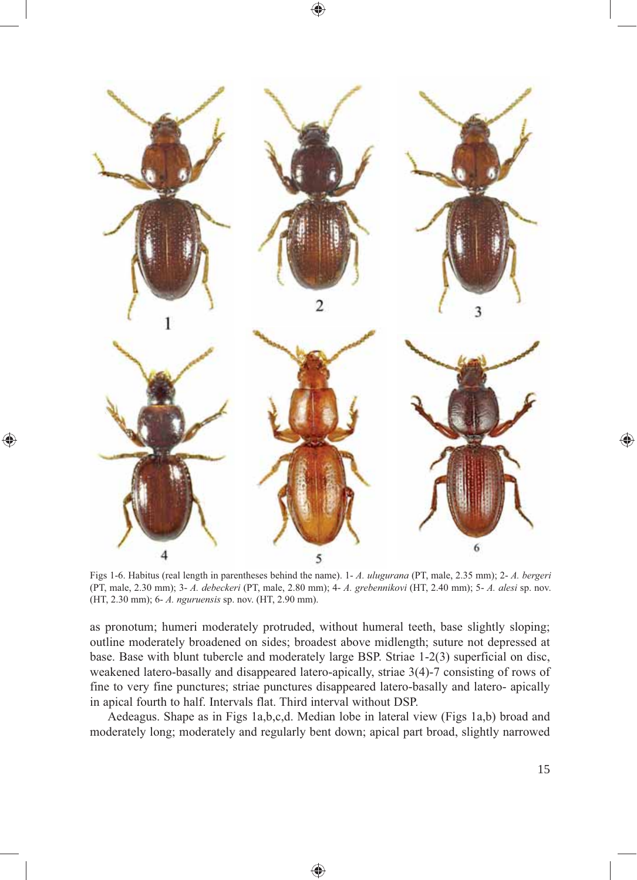Figs 1-6. Habitus (real length in parentheses behind the name). 1- *A. ulugurana* (PT, male, 2.35 mm); 2- *A. bergeri* (PT, male, 2.30 mm); 3- *A. debeckeri* (PT, male, 2.80 mm); 4- *A. grebennikovi* (HT, 2.40 mm); 5- *A. alesi* sp. nov. (HT, 2.30 mm); 6- *A. nguruensis* sp. nov. (HT, 2.90 mm).

as pronotum; humeri moderately protruded, without humeral teeth, base slightly sloping; outline moderately broadened on sides; broadest above midlength; suture not depressed at base. Base with blunt tubercle and moderately large BSP. Striae 1-2(3) superficial on disc, weakened latero-basally and disappeared latero-apically, striae 3(4)-7 consisting of rows of fine to very fine punctures; striae punctures disappeared latero-basally and latero- apically in apical fourth to half. Intervals flat. Third interval without DSP.

Aedeagus. Shape as in Figs 1a,b,c,d. Median lobe in lateral view (Figs 1a,b) broad and moderately long; moderately and regularly bent down; apical part broad, slightly narrowed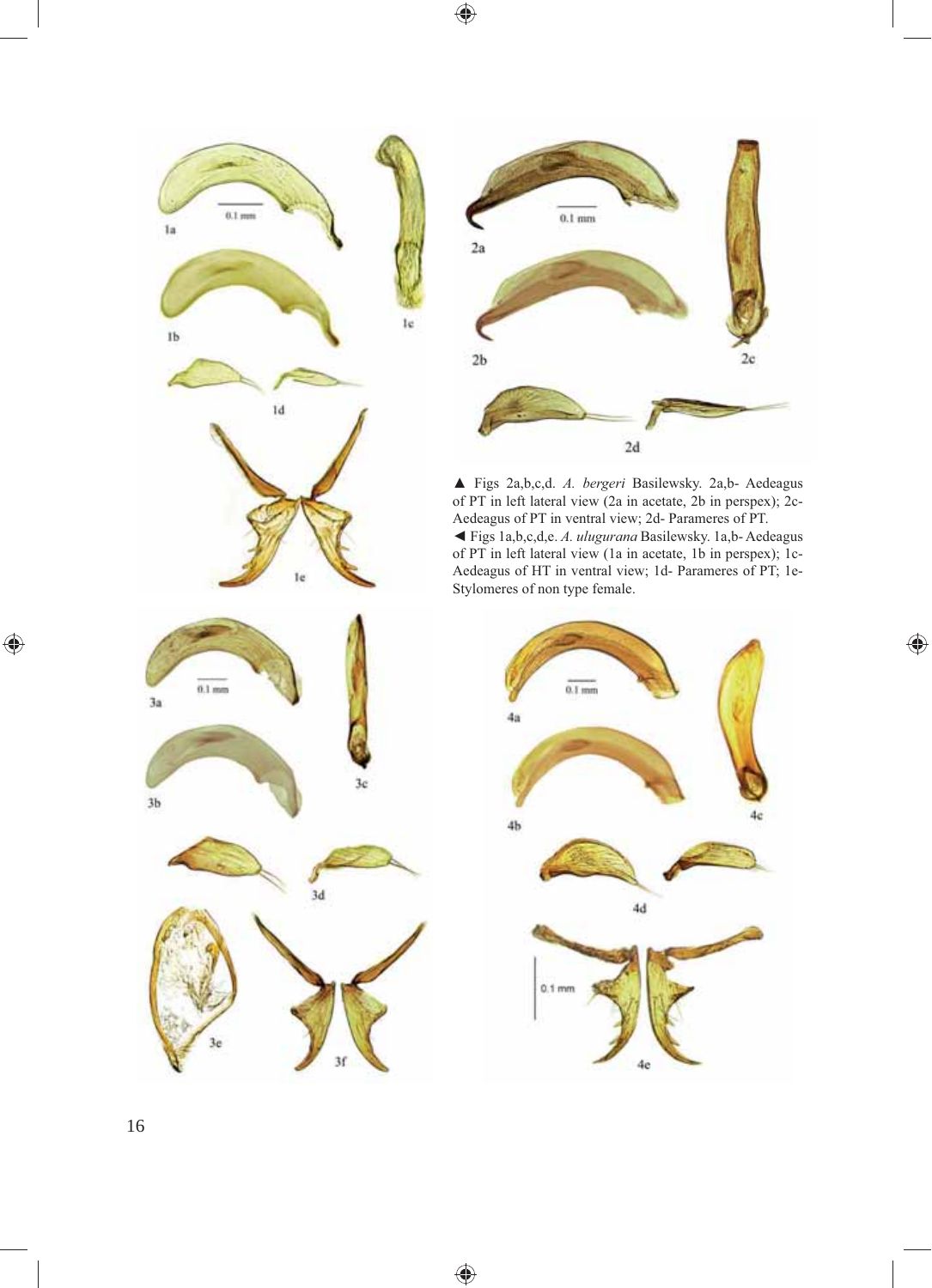▲ Figs 2a,b,c,d. *A. bergeri* Basilewsky. 2a,b- Aedeagus of PT in left lateral view (2a in acetate, 2b in perspex); 2c- Aedeagus of PT in ventral view; 2d- Parameres of PT.

◄ Figs 1a,b,c,d,e. *A. ulugurana* Basilewsky. 1a,b- Aedeagus of PT in left lateral view (1a in acetate, 1b in perspex); 1c- Aedeagus of HT in ventral view; 1d- Parameres of PT; 1e- Stylomeres of non type female.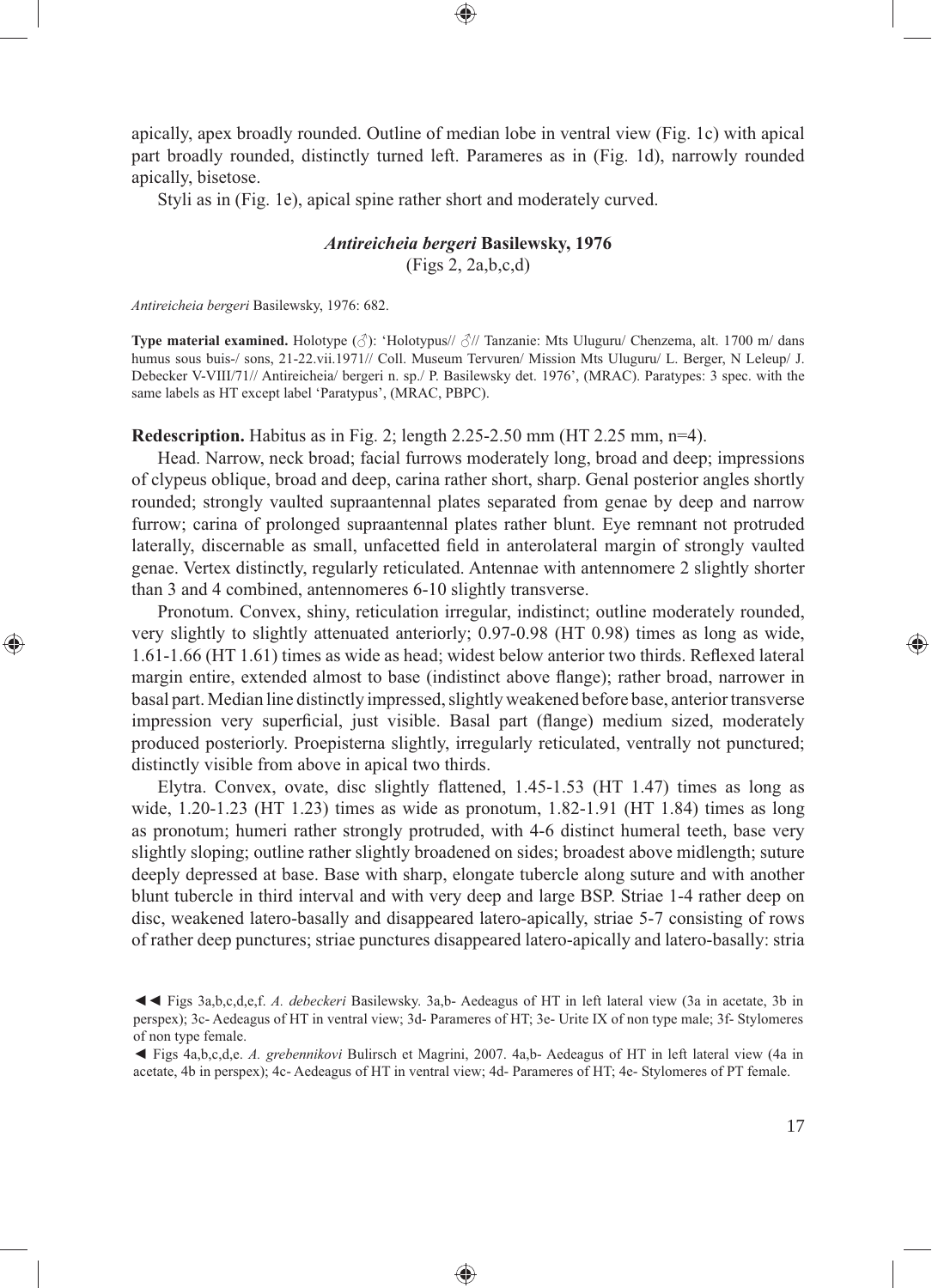apically, apex broadly rounded. Outline of median lobe in ventral view (Fig. 1c) with apical part broadly rounded, distinctly turned left. Parameres as in (Fig. 1d), narrowly rounded apically, bisetose.

Styli as in (Fig. 1e), apical spine rather short and moderately curved.

### *Antireicheia bergeri* Basilewsky, 1976

(Figs 2, 2a,b,c,d)

*Antireicheia bergeri* Basilewsky, 1976: 682.

**Type material examined.** Holotype (♂): 'Holotypus// ♂// Tanzanie: Mts Uluguru/ Chenzema, alt. 1700 m/ dans humus sous buis-/ sons, 21-22.vii.1971// Coll. Museum Tervuren/ Mission Mts Uluguru/ L. Berger, N Leleup/ J. Debecker V-VIII/71// Antireicheia/ bergeri n. sp./ P. Basilewsky det. 1976', (MRAC). Paratypes: 3 spec. with the same labels as HT except label 'Paratypus', (MRAC, PBPC).

**Redescription.** Habitus as in Fig. 2; length 2.25-2.50 mm (HT 2.25 mm, n=4).

Head. Narrow, neck broad; facial furrows moderately long, broad and deep; impressions of clypeus oblique, broad and deep, carina rather short, sharp. Genal posterior angles shortly rounded; strongly vaulted supraantennal plates separated from genae by deep and narrow furrow; carina of prolonged supraantennal plates rather blunt. Eye remnant not protruded laterally, discernable as small, unfacetted field in anterolateral margin of strongly vaulted genae. Vertex distinctly, regularly reticulated. Antennae with antennomere 2 slightly shorter than 3 and 4 combined, antennomeres 6-10 slightly transverse.

Pronotum. Convex, shiny, reticulation irregular, indistinct; outline moderately rounded, very slightly to slightly attenuated anteriorly; 0.97-0.98 (HT 0.98) times as long as wide, 1.61-1.66 (HT 1.61) times as wide as head; widest below anterior two thirds. Reflexed lateral margin entire, extended almost to base (indistinct above flange); rather broad, narrower in basal part. Median line distinctly impressed, slightly weakened before base, anterior transverse impression very superficial, just visible. Basal part (flange) medium sized, moderately produced posteriorly. Proepisterna slightly, irregularly reticulated, ventrally not punctured; distinctly visible from above in apical two thirds.

Elytra. Convex, ovate, disc slightly flattened, 1.45-1.53 (HT 1.47) times as long as wide, 1.20-1.23 (HT 1.23) times as wide as pronotum, 1.82-1.91 (HT 1.84) times as long as pronotum; humeri rather strongly protruded, with 4-6 distinct humeral teeth, base very slightly sloping; outline rather slightly broadened on sides; broadest above midlength; suture deeply depressed at base. Base with sharp, elongate tubercle along suture and with another blunt tubercle in third interval and with very deep and large BSP. Striae 1-4 rather deep on disc, weakened latero-basally and disappeared latero-apically, striae 5-7 consisting of rows of rather deep punctures; striae punctures disappeared latero-apically and latero-basally: stria

◄◄ Figs 3a,b,c,d,e,f. *A. debeckeri* Basilewsky. 3a,b- Aedeagus of HT in left lateral view (3a in acetate, 3b in perspex); 3c- Aedeagus of HT in ventral view; 3d- Parameres of HT; 3e- Urite IX of non type male; 3f- Stylomeres of non type female.

◄ Figs 4a,b,c,d,e. *A. grebennikovi* Bulirsch et Magrini, 2007. 4a,b- Aedeagus of HT in left lateral view (4a in acetate, 4b in perspex); 4c- Aedeagus of HT in ventral view; 4d- Parameres of HT; 4e- Stylomeres of PT female.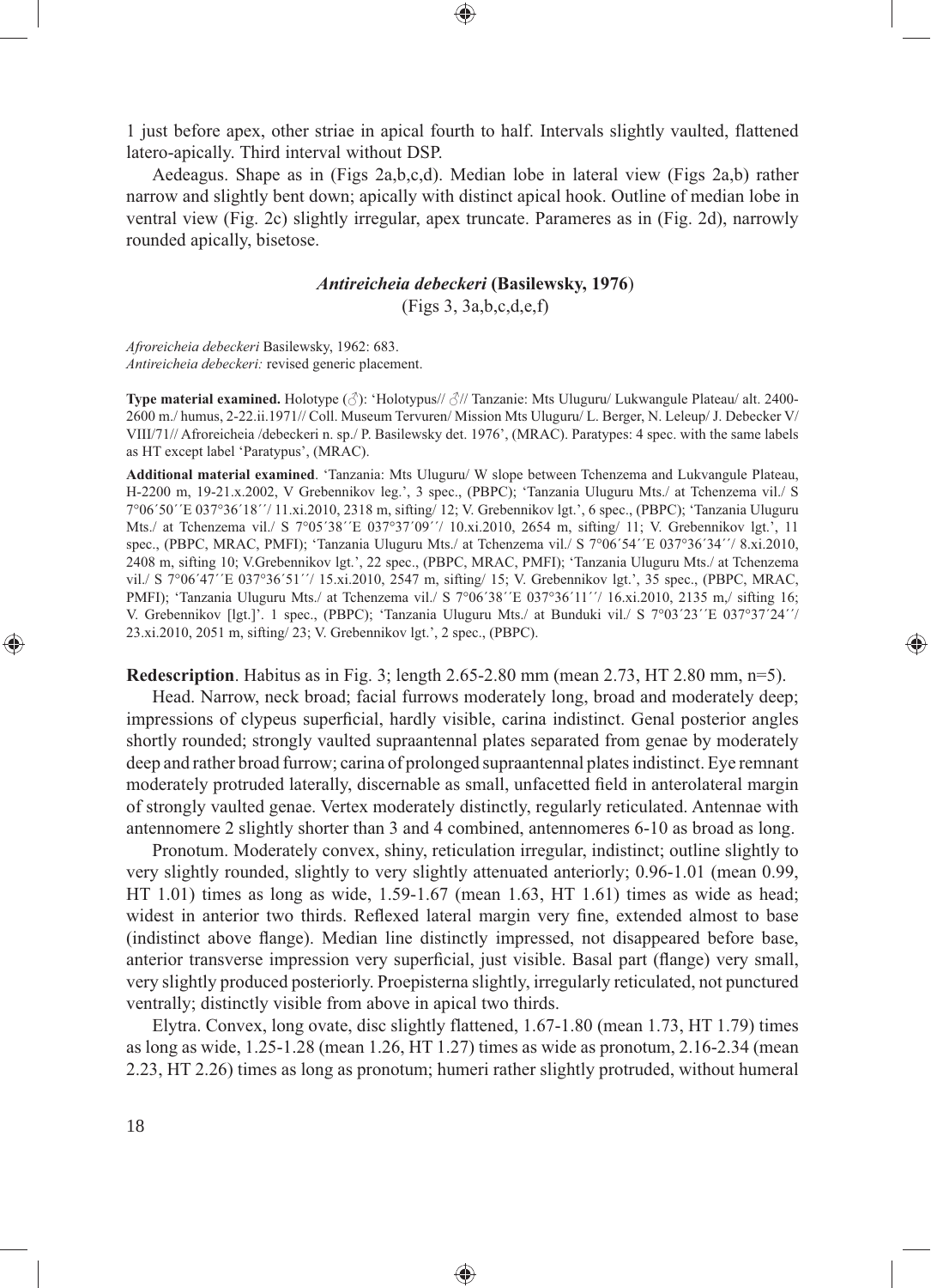1 just before apex, other striae in apical fourth to half. Intervals slightly vaulted, flattened latero-apically. Third interval without DSP.

Aedeagus. Shape as in (Figs 2a,b,c,d). Median lobe in lateral view (Figs 2a,b) rather narrow and slightly bent down; apically with distinct apical hook. Outline of median lobe in ventral view (Fig. 2c) slightly irregular, apex truncate. Parameres as in (Fig. 2d), narrowly rounded apically, bisetose.

### *Antireicheia debeckeri* (Basilewsky, 1976)

(Figs 3, 3a,b,c,d,e,f)

*Afroreicheia debeckeri* Basilewsky, 1962: 683.
*Antireicheia debeckeri:* revised generic placement.

**Type material examined.** Holotype (♂): 'Holotypus// ♂// Tanzanie: Mts Uluguru/ Lukwangule Plateau/ alt. 2400-2600 m./ humus, 2-22.ii.1971// Coll. Museum Tervuren/ Mission Mts Uluguru/ L. Berger, N. Leleup/ J. Debecker V/ VIII/71// Afroreicheia /debeckeri n. sp./ P. Basilewsky det. 1976', (MRAC). Paratypes: 4 spec. with the same labels as HT except label 'Paratypus', (MRAC).

**Additional material examined**. 'Tanzania: Mts Uluguru/ W slope between Tchenzema and Lukvangule Plateau, H-2200 m, 19-21.x.2002, V Grebennikov leg.', 3 spec., (PBPC); 'Tanzania Uluguru Mts./ at Tchenzema vil./ S 7°06´50´´E 037°36´18´´/ 11.xi.2010, 2318 m, sifting/ 12; V. Grebennikov lgt.', 6 spec., (PBPC); 'Tanzania Uluguru Mts./ at Tchenzema vil./ S 7°05´38´´E 037°37´09´´/ 10.xi.2010, 2654 m, sifting/ 11; V. Grebennikov lgt.', 11 spec., (PBPC, MRAC, PMFI); 'Tanzania Uluguru Mts./ at Tchenzema vil./ S 7°06´54´´E 037°36´34´´/ 8.xi.2010, 2408 m, sifting 10; V.Grebennikov lgt.', 22 spec., (PBPC, MRAC, PMFI); 'Tanzania Uluguru Mts./ at Tchenzema vil./ S 7°06´47´´E 037°36´51´´/ 15.xi.2010, 2547 m, sifting/ 15; V. Grebennikov lgt.', 35 spec., (PBPC, MRAC, PMFI); 'Tanzania Uluguru Mts./ at Tchenzema vil./ S 7°06´38´´E 037°36´11´´/ 16.xi.2010, 2135 m,/ sifting 16; V. Grebennikov [lgt.]'. 1 spec., (PBPC); 'Tanzania Uluguru Mts./ at Bunduki vil./ S 7°03´23´´E 037°37´24´´/ 23.xi.2010, 2051 m, sifting/ 23; V. Grebennikov lgt.', 2 spec., (PBPC).

**Redescription**. Habitus as in Fig. 3; length 2.65-2.80 mm (mean 2.73, HT 2.80 mm, n=5).

Head. Narrow, neck broad; facial furrows moderately long, broad and moderately deep; impressions of clypeus superficial, hardly visible, carina indistinct. Genal posterior angles shortly rounded; strongly vaulted supraantennal plates separated from genae by moderately deep and rather broad furrow; carina of prolonged supraantennal plates indistinct. Eye remnant moderately protruded laterally, discernable as small, unfacetted field in anterolateral margin of strongly vaulted genae. Vertex moderately distinctly, regularly reticulated. Antennae with antennomere 2 slightly shorter than 3 and 4 combined, antennomeres 6-10 as broad as long.

Pronotum. Moderately convex, shiny, reticulation irregular, indistinct; outline slightly to very slightly rounded, slightly to very slightly attenuated anteriorly; 0.96-1.01 (mean 0.99, HT 1.01) times as long as wide, 1.59-1.67 (mean 1.63, HT 1.61) times as wide as head; widest in anterior two thirds. Reflexed lateral margin very fine, extended almost to base (indistinct above flange). Median line distinctly impressed, not disappeared before base, anterior transverse impression very superficial, just visible. Basal part (flange) very small, very slightly produced posteriorly. Proepisterna slightly, irregularly reticulated, not punctured ventrally; distinctly visible from above in apical two thirds.

Elytra. Convex, long ovate, disc slightly flattened, 1.67-1.80 (mean 1.73, HT 1.79) times as long as wide, 1.25-1.28 (mean 1.26, HT 1.27) times as wide as pronotum, 2.16-2.34 (mean 2.23, HT 2.26) times as long as pronotum; humeri rather slightly protruded, without humeral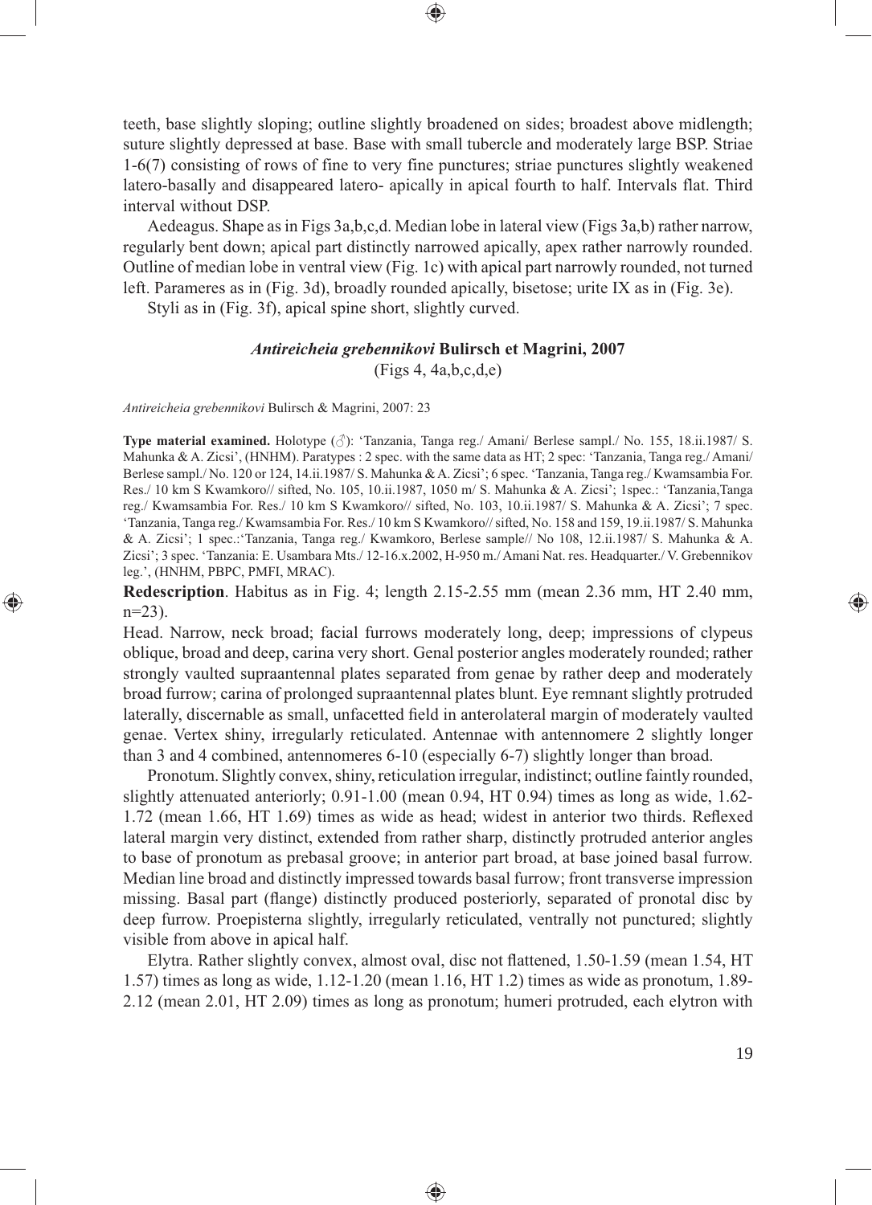teeth, base slightly sloping; outline slightly broadened on sides; broadest above midlength; suture slightly depressed at base. Base with small tubercle and moderately large BSP. Striae 1-6(7) consisting of rows of fine to very fine punctures; striae punctures slightly weakened latero-basally and disappeared latero- apically in apical fourth to half. Intervals flat. Third interval without DSP.

Aedeagus. Shape as in Figs 3a,b,c,d. Median lobe in lateral view (Figs 3a,b) rather narrow, regularly bent down; apical part distinctly narrowed apically, apex rather narrowly rounded. Outline of median lobe in ventral view (Fig. 1c) with apical part narrowly rounded, not turned left. Parameres as in (Fig. 3d), broadly rounded apically, bisetose; urite IX as in (Fig. 3e).

Styli as in (Fig. 3f), apical spine short, slightly curved.

### *Antireicheia grebennikovi* Bulirsch et Magrini, 2007

(Figs 4, 4a,b,c,d,e)

*Antireicheia grebennikovi* Bulirsch & Magrini, 2007: 23

**Type material examined.** Holotype (♂): 'Tanzania, Tanga reg./ Amani/ Berlese sampl./ No. 155, 18.ii.1987/ S. Mahunka & A. Zicsi', (HNHM). Paratypes : 2 spec. with the same data as HT; 2 spec: 'Tanzania, Tanga reg./ Amani/ Berlese sampl./ No. 120 or 124, 14.ii.1987/ S. Mahunka & A. Zicsi'; 6 spec. 'Tanzania, Tanga reg./ Kwamsambia For. Res./ 10 km S Kwamkoro// sifted, No. 105, 10.ii.1987, 1050 m/ S. Mahunka & A. Zicsi'; 1spec.: 'Tanzania,Tanga reg./ Kwamsambia For. Res./ 10 km S Kwamkoro// sifted, No. 103, 10.ii.1987/ S. Mahunka & A. Zicsi'; 7 spec. 'Tanzania, Tanga reg./ Kwamsambia For. Res./ 10 km S Kwamkoro// sifted, No. 158 and 159, 19.ii.1987/ S. Mahunka & A. Zicsi'; 1 spec.:'Tanzania, Tanga reg./ Kwamkoro, Berlese sample// No 108, 12.ii.1987/ S. Mahunka & A. Zicsi'; 3 spec. 'Tanzania: E. Usambara Mts./ 12-16.x.2002, H-950 m./ Amani Nat. res. Headquarter./ V. Grebennikov leg.', (HNHM, PBPC, PMFI, MRAC).

**Redescription**. Habitus as in Fig. 4; length 2.15-2.55 mm (mean 2.36 mm, HT 2.40 mm, n=23).

Head. Narrow, neck broad; facial furrows moderately long, deep; impressions of clypeus oblique, broad and deep, carina very short. Genal posterior angles moderately rounded; rather strongly vaulted supraantennal plates separated from genae by rather deep and moderately broad furrow; carina of prolonged supraantennal plates blunt. Eye remnant slightly protruded laterally, discernable as small, unfacetted field in anterolateral margin of moderately vaulted genae. Vertex shiny, irregularly reticulated. Antennae with antennomere 2 slightly longer than 3 and 4 combined, antennomeres 6-10 (especially 6-7) slightly longer than broad.

Pronotum. Slightly convex, shiny, reticulation irregular, indistinct; outline faintly rounded, slightly attenuated anteriorly; 0.91-1.00 (mean 0.94, HT 0.94) times as long as wide, 1.62-1.72 (mean 1.66, HT 1.69) times as wide as head; widest in anterior two thirds. Reflexed lateral margin very distinct, extended from rather sharp, distinctly protruded anterior angles to base of pronotum as prebasal groove; in anterior part broad, at base joined basal furrow. Median line broad and distinctly impressed towards basal furrow; front transverse impression missing. Basal part (flange) distinctly produced posteriorly, separated of pronotal disc by deep furrow. Proepisterna slightly, irregularly reticulated, ventrally not punctured; slightly visible from above in apical half.

Elytra. Rather slightly convex, almost oval, disc not flattened, 1.50-1.59 (mean 1.54, HT 1.57) times as long as wide, 1.12-1.20 (mean 1.16, HT 1.2) times as wide as pronotum, 1.89-2.12 (mean 2.01, HT 2.09) times as long as pronotum; humeri protruded, each elytron with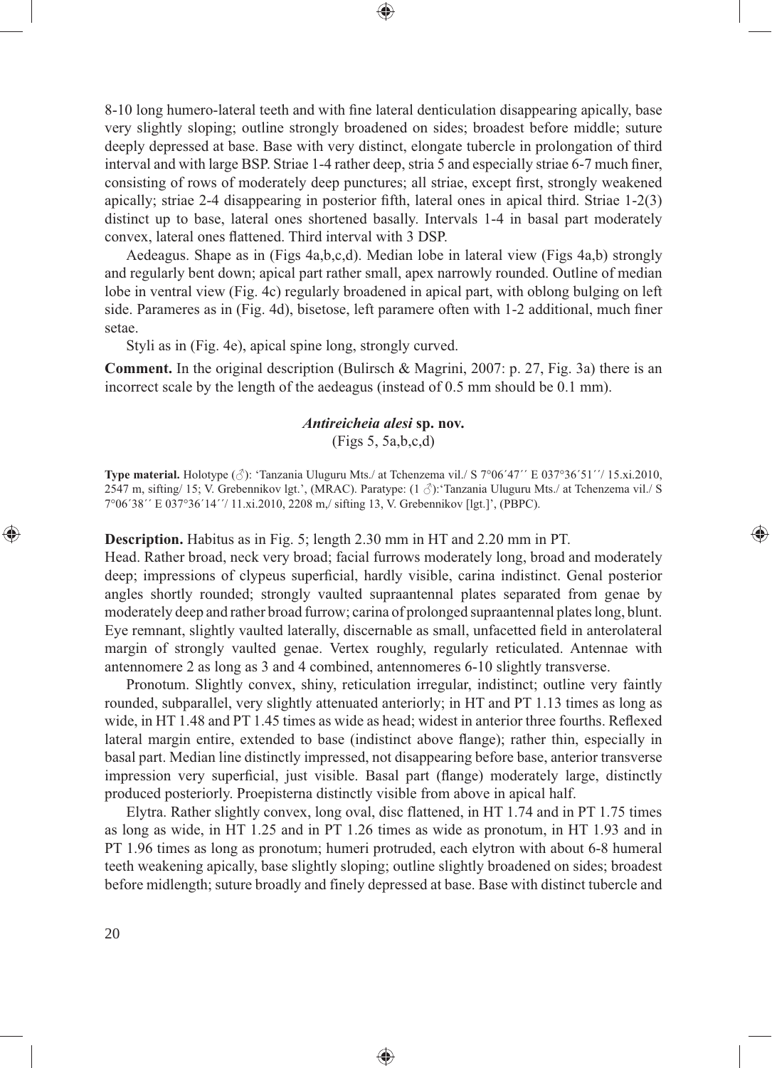8-10 long humero-lateral teeth and with fine lateral denticulation disappearing apically, base very slightly sloping; outline strongly broadened on sides; broadest before middle; suture deeply depressed at base. Base with very distinct, elongate tubercle in prolongation of third interval and with large BSP. Striae 1-4 rather deep, stria 5 and especially striae 6-7 much finer, consisting of rows of moderately deep punctures; all striae, except first, strongly weakened apically; striae 2-4 disappearing in posterior fifth, lateral ones in apical third. Striae 1-2(3) distinct up to base, lateral ones shortened basally. Intervals 1-4 in basal part moderately convex, lateral ones flattened. Third interval with 3 DSP.

Aedeagus. Shape as in (Figs 4a,b,c,d). Median lobe in lateral view (Figs 4a,b) strongly and regularly bent down; apical part rather small, apex narrowly rounded. Outline of median lobe in ventral view (Fig. 4c) regularly broadened in apical part, with oblong bulging on left side. Parameres as in (Fig. 4d), bisetose, left paramere often with 1-2 additional, much finer setae.

Styli as in (Fig. 4e), apical spine long, strongly curved.

**Comment.** In the original description (Bulirsch & Magrini, 2007: p. 27, Fig. 3a) there is an incorrect scale by the length of the aedeagus (instead of 0.5 mm should be 0.1 mm).

### *Antireicheia alesi* sp. nov.

(Figs 5, 5a,b,c,d)

**Type material.** Holotype (♂): 'Tanzania Uluguru Mts./ at Tchenzema vil./ S 7°06´47´´ E 037°36´51´´/ 15.xi.2010, 2547 m, sifting/ 15; V. Grebennikov lgt.', (MRAC). Paratype: (1 ♂):'Tanzania Uluguru Mts./ at Tchenzema vil./ S 7°06´38´´ E 037°36´14´´/ 11.xi.2010, 2208 m,/ sifting 13, V. Grebennikov [lgt.]', (PBPC).

**Description.** Habitus as in Fig. 5; length 2.30 mm in HT and 2.20 mm in PT.
Head. Rather broad, neck very broad; facial furrows moderately long, broad and moderately deep; impressions of clypeus superficial, hardly visible, carina indistinct. Genal posterior angles shortly rounded; strongly vaulted supraantennal plates separated from genae by moderately deep and rather broad furrow; carina of prolonged supraantennal plates long, blunt. Eye remnant, slightly vaulted laterally, discernable as small, unfacetted field in anterolateral margin of strongly vaulted genae. Vertex roughly, regularly reticulated. Antennae with antennomere 2 as long as 3 and 4 combined, antennomeres 6-10 slightly transverse.

Pronotum. Slightly convex, shiny, reticulation irregular, indistinct; outline very faintly rounded, subparallel, very slightly attenuated anteriorly; in HT and PT 1.13 times as long as wide, in HT 1.48 and PT 1.45 times as wide as head; widest in anterior three fourths. Reflexed lateral margin entire, extended to base (indistinct above flange); rather thin, especially in basal part. Median line distinctly impressed, not disappearing before base, anterior transverse impression very superficial, just visible. Basal part (flange) moderately large, distinctly produced posteriorly. Proepisterna distinctly visible from above in apical half.

Elytra. Rather slightly convex, long oval, disc flattened, in HT 1.74 and in PT 1.75 times as long as wide, in HT 1.25 and in PT 1.26 times as wide as pronotum, in HT 1.93 and in PT 1.96 times as long as pronotum; humeri protruded, each elytron with about 6-8 humeral teeth weakening apically, base slightly sloping; outline slightly broadened on sides; broadest before midlength; suture broadly and finely depressed at base. Base with distinct tubercle and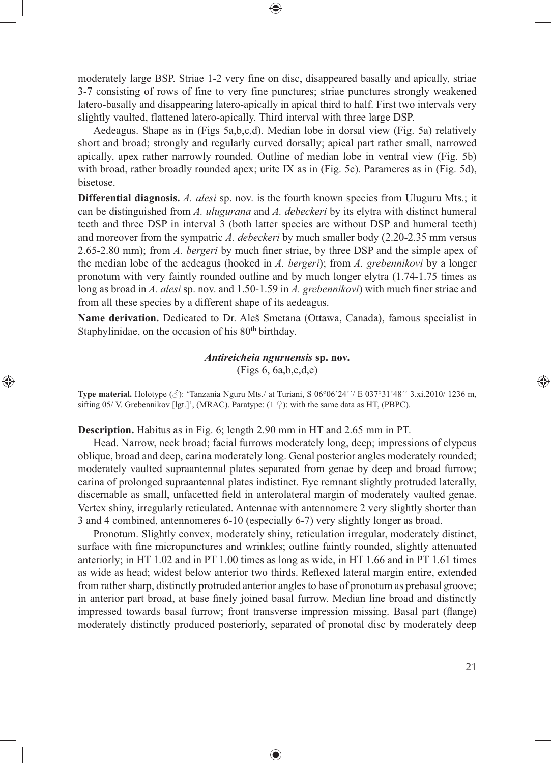moderately large BSP. Striae 1-2 very fine on disc, disappeared basally and apically, striae 3-7 consisting of rows of fine to very fine punctures; striae punctures strongly weakened latero-basally and disappearing latero-apically in apical third to half. First two intervals very slightly vaulted, flattened latero-apically. Third interval with three large DSP.

Aedeagus. Shape as in (Figs 5a,b,c,d). Median lobe in dorsal view (Fig. 5a) relatively short and broad; strongly and regularly curved dorsally; apical part rather small, narrowed apically, apex rather narrowly rounded. Outline of median lobe in ventral view (Fig. 5b) with broad, rather broadly rounded apex; urite IX as in (Fig. 5c). Parameres as in (Fig. 5d), bisetose.

**Differential diagnosis.** *A. alesi* sp. nov. is the fourth known species from Uluguru Mts.; it can be distinguished from *A. ulugurana* and *A. debeckeri* by its elytra with distinct humeral teeth and three DSP in interval 3 (both latter species are without DSP and humeral teeth) and moreover from the sympatric *A. debeckeri* by much smaller body (2.20-2.35 mm versus 2.65-2.80 mm); from *A. bergeri* by much finer striae, by three DSP and the simple apex of the median lobe of the aedeagus (hooked in *A. bergeri*); from *A. grebennikovi* by a longer pronotum with very faintly rounded outline and by much longer elytra (1.74-1.75 times as long as broad in *A. alesi* sp. nov. and 1.50-1.59 in *A. grebennikovi*) with much finer striae and from all these species by a different shape of its aedeagus.

**Name derivation.** Dedicated to Dr. Aleš Smetana (Ottawa, Canada), famous specialist in Staphylinidae, on the occasion of his 80th birthday.

### *Antireicheia nguruensis* sp. nov.

(Figs 6, 6a,b,c,d,e)

**Type material.** Holotype (♂): 'Tanzania Nguru Mts./ at Turiani, S 06°06´24´´/ E 037°31´48´´ 3.xi.2010/ 1236 m, sifting 05/ V. Grebennikov [lgt.]', (MRAC). Paratype: (1 ♀): with the same data as HT, (PBPC).

**Description.** Habitus as in Fig. 6; length 2.90 mm in HT and 2.65 mm in PT.

Head. Narrow, neck broad; facial furrows moderately long, deep; impressions of clypeus oblique, broad and deep, carina moderately long. Genal posterior angles moderately rounded; moderately vaulted supraantennal plates separated from genae by deep and broad furrow; carina of prolonged supraantennal plates indistinct. Eye remnant slightly protruded laterally, discernable as small, unfacetted field in anterolateral margin of moderately vaulted genae. Vertex shiny, irregularly reticulated. Antennae with antennomere 2 very slightly shorter than 3 and 4 combined, antennomeres 6-10 (especially 6-7) very slightly longer as broad.

Pronotum. Slightly convex, moderately shiny, reticulation irregular, moderately distinct, surface with fine micropunctures and wrinkles; outline faintly rounded, slightly attenuated anteriorly; in HT 1.02 and in PT 1.00 times as long as wide, in HT 1.66 and in PT 1.61 times as wide as head; widest below anterior two thirds. Reflexed lateral margin entire, extended from rather sharp, distinctly protruded anterior angles to base of pronotum as prebasal groove; in anterior part broad, at base finely joined basal furrow. Median line broad and distinctly impressed towards basal furrow; front transverse impression missing. Basal part (flange) moderately distinctly produced posteriorly, separated of pronotal disc by moderately deep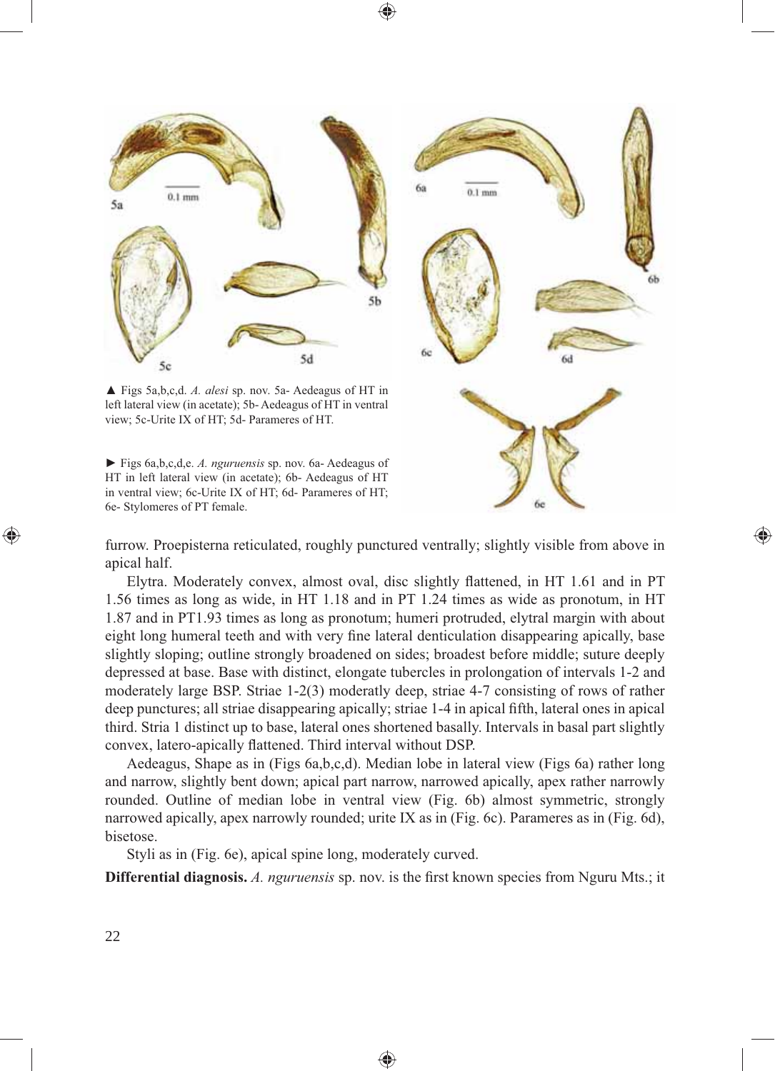▲ Figs 5a,b,c,d. *A. alesi* sp. nov. 5a- Aedeagus of HT in left lateral view (in acetate); 5b- Aedeagus of HT in ventral view; 5c-Urite IX of HT; 5d- Parameres of HT.

► Figs 6a,b,c,d,e. *A. nguruensis* sp. nov. 6a- Aedeagus of HT in left lateral view (in acetate); 6b- Aedeagus of HT in ventral view; 6c-Urite IX of HT; 6d- Parameres of HT; 6e- Stylomeres of PT female.

furrow. Proepisterna reticulated, roughly punctured ventrally; slightly visible from above in apical half.

Elytra. Moderately convex, almost oval, disc slightly flattened, in HT 1.61 and in PT 1.56 times as long as wide, in HT 1.18 and in PT 1.24 times as wide as pronotum, in HT 1.87 and in PT1.93 times as long as pronotum; humeri protruded, elytral margin with about eight long humeral teeth and with very fine lateral denticulation disappearing apically, base slightly sloping; outline strongly broadened on sides; broadest before middle; suture deeply depressed at base. Base with distinct, elongate tubercles in prolongation of intervals 1-2 and moderately large BSP. Striae 1-2(3) moderatly deep, striae 4-7 consisting of rows of rather deep punctures; all striae disappearing apically; striae 1-4 in apical fifth, lateral ones in apical third. Stria 1 distinct up to base, lateral ones shortened basally. Intervals in basal part slightly convex, latero-apically flattened. Third interval without DSP.

Aedeagus, Shape as in (Figs 6a,b,c,d). Median lobe in lateral view (Figs 6a) rather long and narrow, slightly bent down; apical part narrow, narrowed apically, apex rather narrowly rounded. Outline of median lobe in ventral view (Fig. 6b) almost symmetric, strongly narrowed apically, apex narrowly rounded; urite IX as in (Fig. 6c). Parameres as in (Fig. 6d), bisetose.

Styli as in (Fig. 6e), apical spine long, moderately curved.

**Differential diagnosis.** *A. nguruensis* sp. nov. is the first known species from Nguru Mts.; it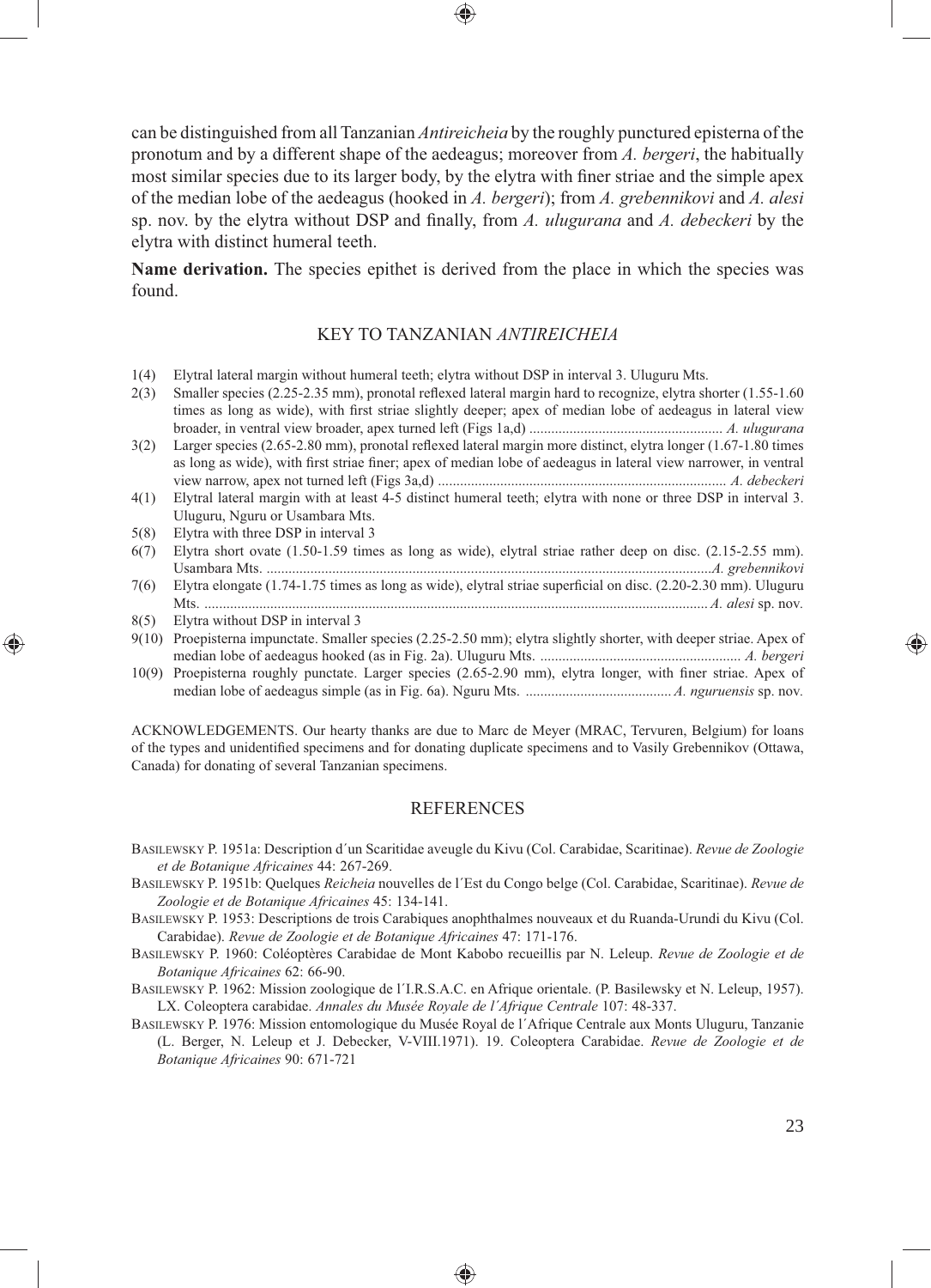can be distinguished from all Tanzanian *Antireicheia* by the roughly punctured episterna of the pronotum and by a different shape of the aedeagus; moreover from *A. bergeri*, the habitually most similar species due to its larger body, by the elytra with finer striae and the simple apex of the median lobe of the aedeagus (hooked in *A. bergeri*); from *A. grebennikovi* and *A. alesi* sp. nov. by the elytra without DSP and finally, from *A. ulugurana* and *A. debeckeri* by the elytra with distinct humeral teeth.

**Name derivation.** The species epithet is derived from the place in which the species was found.

## KEY TO TANZANIAN *ANTIREICHEIA*

1(4) Elytral lateral margin without humeral teeth; elytra without DSP in interval 3. Uluguru Mts.

2(3) Smaller species (2.25-2.35 mm), pronotal reflexed lateral margin hard to recognize, elytra shorter (1.55-1.60 times as long as wide), with first striae slightly deeper; apex of median lobe of aedeagus in lateral view broader, in ventral view broader, apex turned left (Figs 1a,d) .................................................... *A. ulugurana*

3(2) Larger species (2.65-2.80 mm), pronotal reflexed lateral margin more distinct, elytra longer (1.67-1.80 times as long as wide), with first striae finer; apex of median lobe of aedeagus in lateral view narrower, in ventral view narrow, apex not turned left (Figs 3a,d) .............................................................................. *A. debeckeri*

4(1) Elytral lateral margin with at least 4-5 distinct humeral teeth; elytra with none or three DSP in interval 3. Uluguru, Nguru or Usambara Mts.

5(8) Elytra with three DSP in interval 3

6(7) Elytra short ovate (1.50-1.59 times as long as wide), elytral striae rather deep on disc. (2.15-2.55 mm). Usambara Mts. ..........................................................................................................................*A. grebennikovi*

7(6) Elytra elongate (1.74-1.75 times as long as wide), elytral striae superficial on disc. (2.20-2.30 mm). Uluguru Mts. ......................................................................................................................................... *A. alesi* sp. nov.

8(5) Elytra without DSP in interval 3

9(10) Proepisterna impunctate. Smaller species (2.25-2.50 mm); elytra slightly shorter, with deeper striae. Apex of median lobe of aedeagus hooked (as in Fig. 2a). Uluguru Mts. ....................................................... *A. bergeri*

10(9) Proepisterna roughly punctate. Larger species (2.65-2.90 mm), elytra longer, with finer striae. Apex of median lobe of aedeagus simple (as in Fig. 6a). Nguru Mts. ........................................ *A. nguruensis* sp. nov.

ACKNOWLEDGEMENTS. Our hearty thanks are due to Marc de Meyer (MRAC, Tervuren, Belgium) for loans of the types and unidentified specimens and for donating duplicate specimens and to Vasily Grebennikov (Ottawa, Canada) for donating of several Tanzanian specimens.

## REFERENCES

Basilewsky P. 1951a: Description d´un Scaritidae aveugle du Kivu (Col. Carabidae, Scaritinae). *Revue de Zoologie et de Botanique Africaines* 44: 267-269.

Basilewsky P. 1951b: Quelques *Reicheia* nouvelles de l´Est du Congo belge (Col. Carabidae, Scaritinae). *Revue de Zoologie et de Botanique Africaines* 45: 134-141.

Basilewsky P. 1953: Descriptions de trois Carabiques anophthalmes nouveaux et du Ruanda-Urundi du Kivu (Col. Carabidae). *Revue de Zoologie et de Botanique Africaines* 47: 171-176.

Basilewsky P. 1960: Coléoptères Carabidae de Mont Kabobo recueillis par N. Leleup. *Revue de Zoologie et de Botanique Africaines* 62: 66-90.

Basilewsky P. 1962: Mission zoologique de l´I.R.S.A.C. en Afrique orientale. (P. Basilewsky et N. Leleup, 1957). LX. Coleoptera carabidae. *Annales du Musée Royale de l´Afrique Centrale* 107: 48-337.

Basilewsky P. 1976: Mission entomologique du Musée Royal de l´Afrique Centrale aux Monts Uluguru, Tanzanie (L. Berger, N. Leleup et J. Debecker, V-VIII.1971). 19. Coleoptera Carabidae. *Revue de Zoologie et de Botanique Africaines* 90: 671-721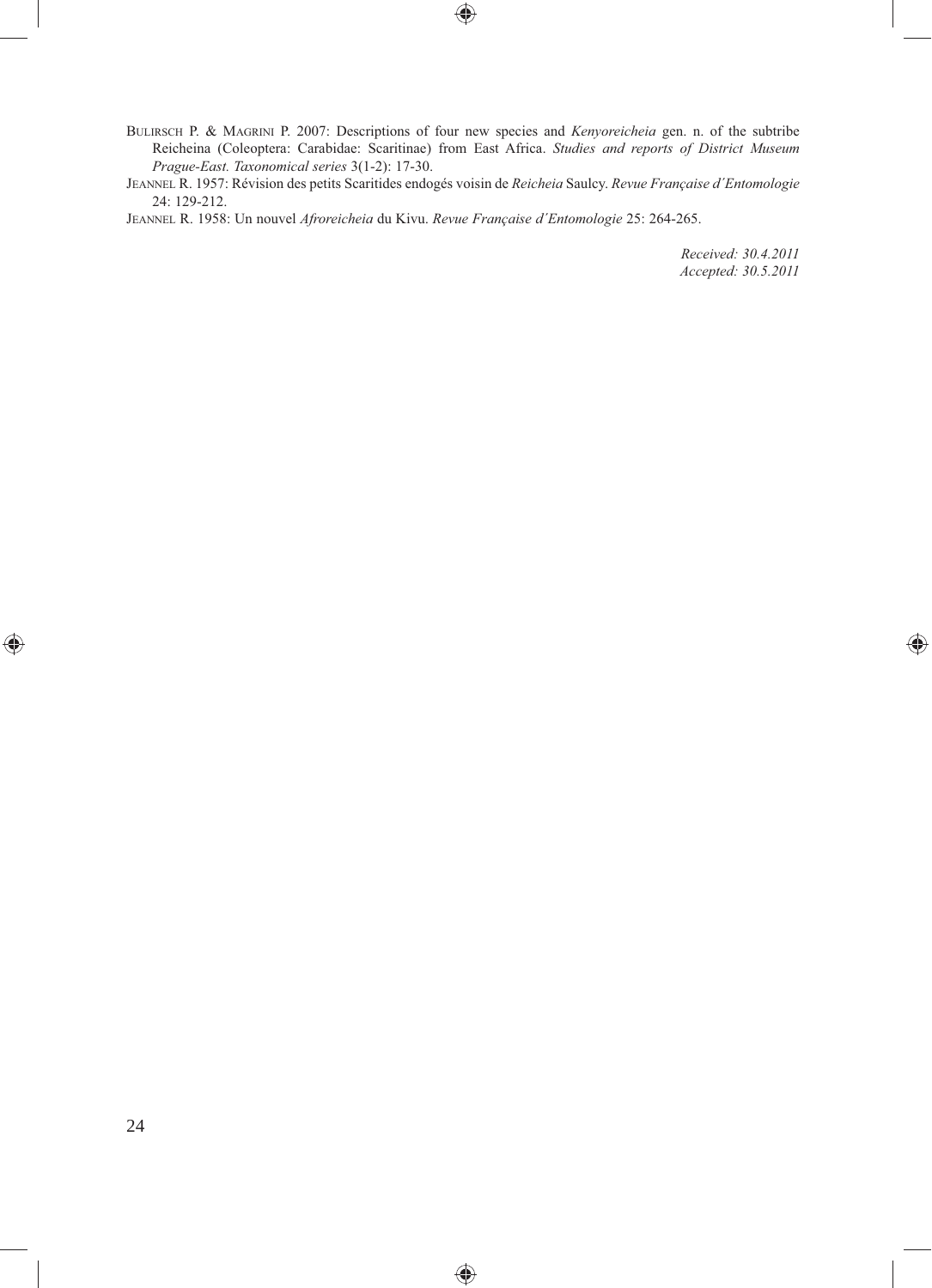Bulirsch P. & Magrini P. 2007: Descriptions of four new species and *Kenyoreicheia* gen. n. of the subtribe Reicheina (Coleoptera: Carabidae: Scaritinae) from East Africa. *Studies and reports of District Museum Prague-East. Taxonomical series* 3(1-2): 17-30.

Jeannel R. 1957: Révision des petits Scaritides endogés voisin de *Reicheia* Saulcy. *Revue Française d´Entomologie* 24: 129-212.

Jeannel R. 1958: Un nouvel *Afroreicheia* du Kivu. *Revue Française d´Entomologie* 25: 264-265.

*Received: 30.4.2011*
*Accepted: 30.5.2011*